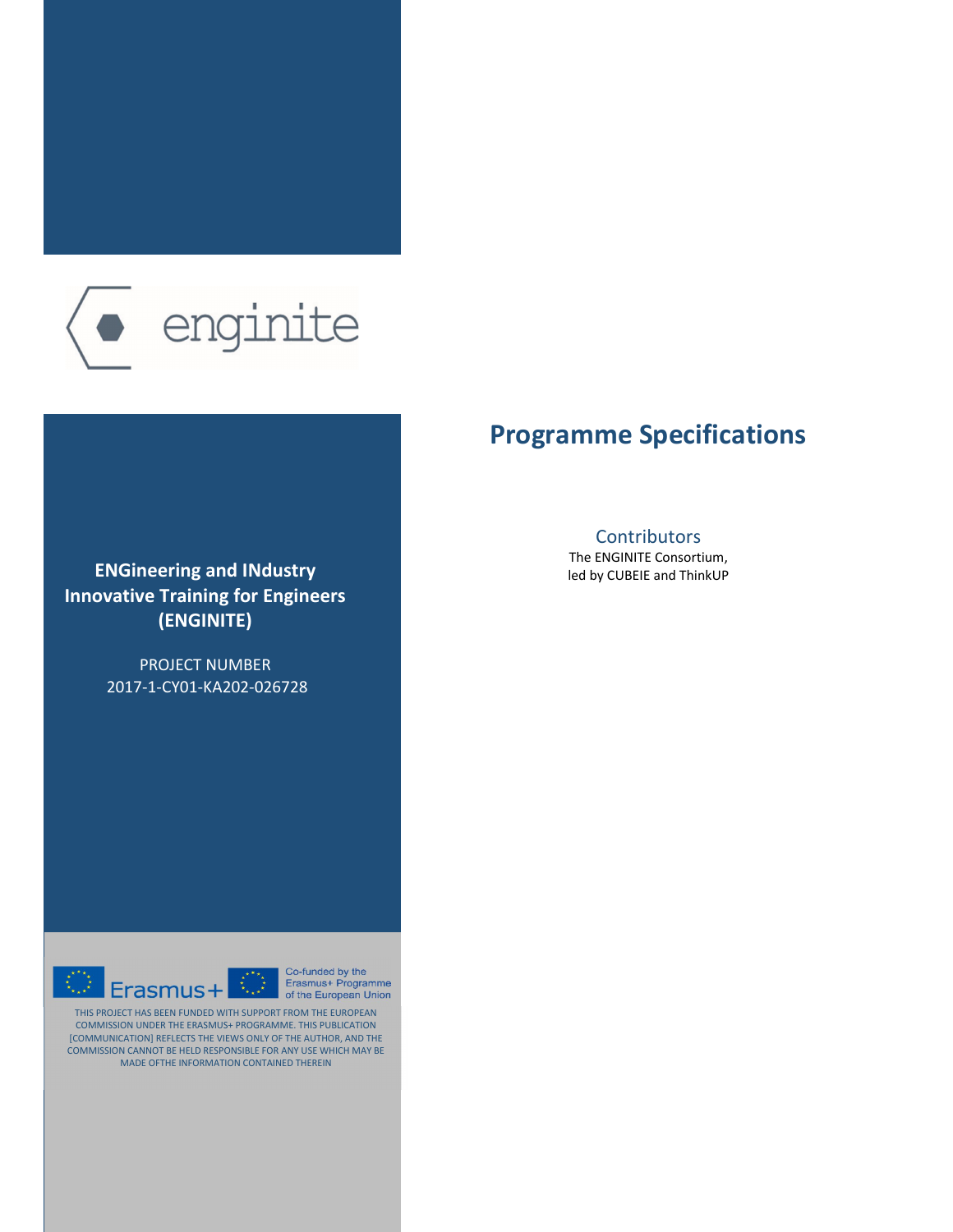enginite

**ENGineering and INdustry Innovative Training for Engineers (ENGINITE)**

PROJECT NUMBER
2017-1-CY01-KA202-026728

# Programme Specifications

## Contributors

The ENGINITE Consortium,
led by CUBEIE and ThinkUP

Erasmus+

Co-funded by the Erasmus+ Programme of the European Union

THIS PROJECT HAS BEEN FUNDED WITH SUPPORT FROM THE EUROPEAN COMMISSION UNDER THE ERASMUS+ PROGRAMME. THIS PUBLICATION [COMMUNICATION] REFLECTS THE VIEWS ONLY OF THE AUTHOR, AND THE COMMISSION CANNOT BE HELD RESPONSIBLE FOR ANY USE WHICH MAY BE MADE OFTHE INFORMATION CONTAINED THEREIN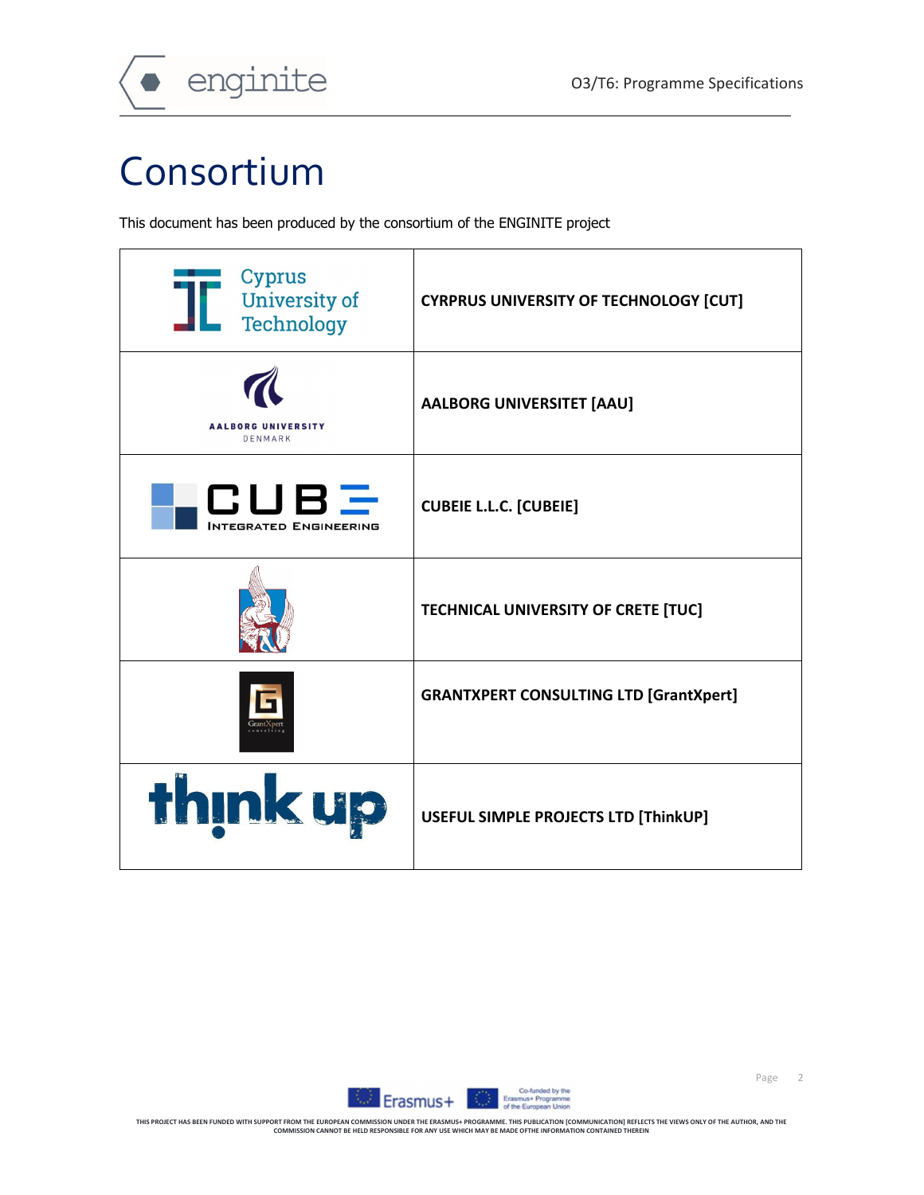# Consortium

This document has been produced by the consortium of the ENGINITE project

| | |
|---|---|
| Cyprus University of Technology | CYRPRUS UNIVERSITY OF TECHNOLOGY [CUT] |
| AALBORG UNIVERSITY DENMARK | AALBORG UNIVERSITET [AAU] |
| CUBE INTEGRATED ENGINEERING | CUBEIE L.L.C. [CUBEIE] |
| | TECHNICAL UNIVERSITY OF CRETE [TUC] |
| GrantXpert consulting | GRANTXPERT CONSULTING LTD [GrantXpert] |
| think up | USEFUL SIMPLE PROJECTS LTD [ThinkUP] |

THIS PROJECT HAS BEEN FUNDED WITH SUPPORT FROM THE EUROPEAN COMMISSION UNDER THE ERASMUS+ PROGRAMME. THIS PUBLICATION [COMMUNICATION] REFLECTS THE VIEWS ONLY OF THE AUTHOR, AND THE COMMISSION CANNOT BE HELD RESPONSIBLE FOR ANY USE WHICH MAY BE MADE OFTHE INFORMATION CONTAINED THEREIN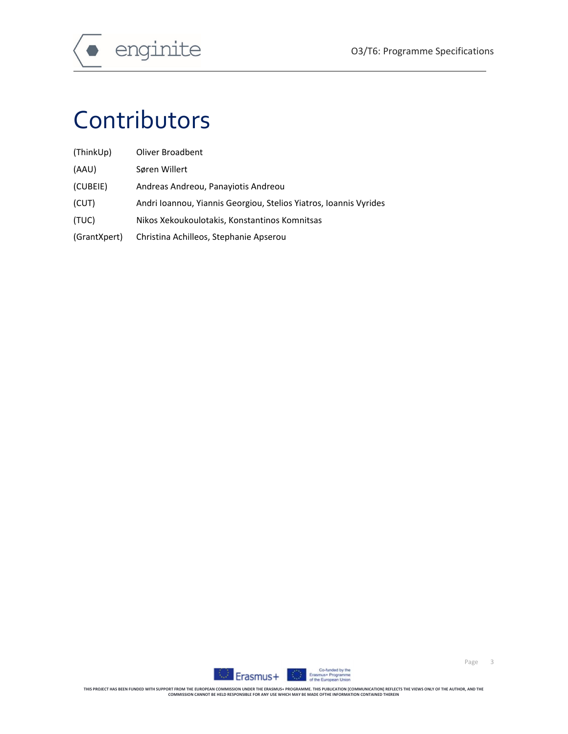# Contributors

| | |
|---|---|
| (ThinkUp) | Oliver Broadbent |
| (AAU) | Søren Willert |
| (CUBEIE) | Andreas Andreou, Panayiotis Andreou |
| (CUT) | Andri Ioannou, Yiannis Georgiou, Stelios Yiatros, Ioannis Vyrides |
| (TUC) | Nikos Xekoukoulotakis, Konstantinos Komnitsas |
| (GrantXpert) | Christina Achilleos, Stephanie Apserou |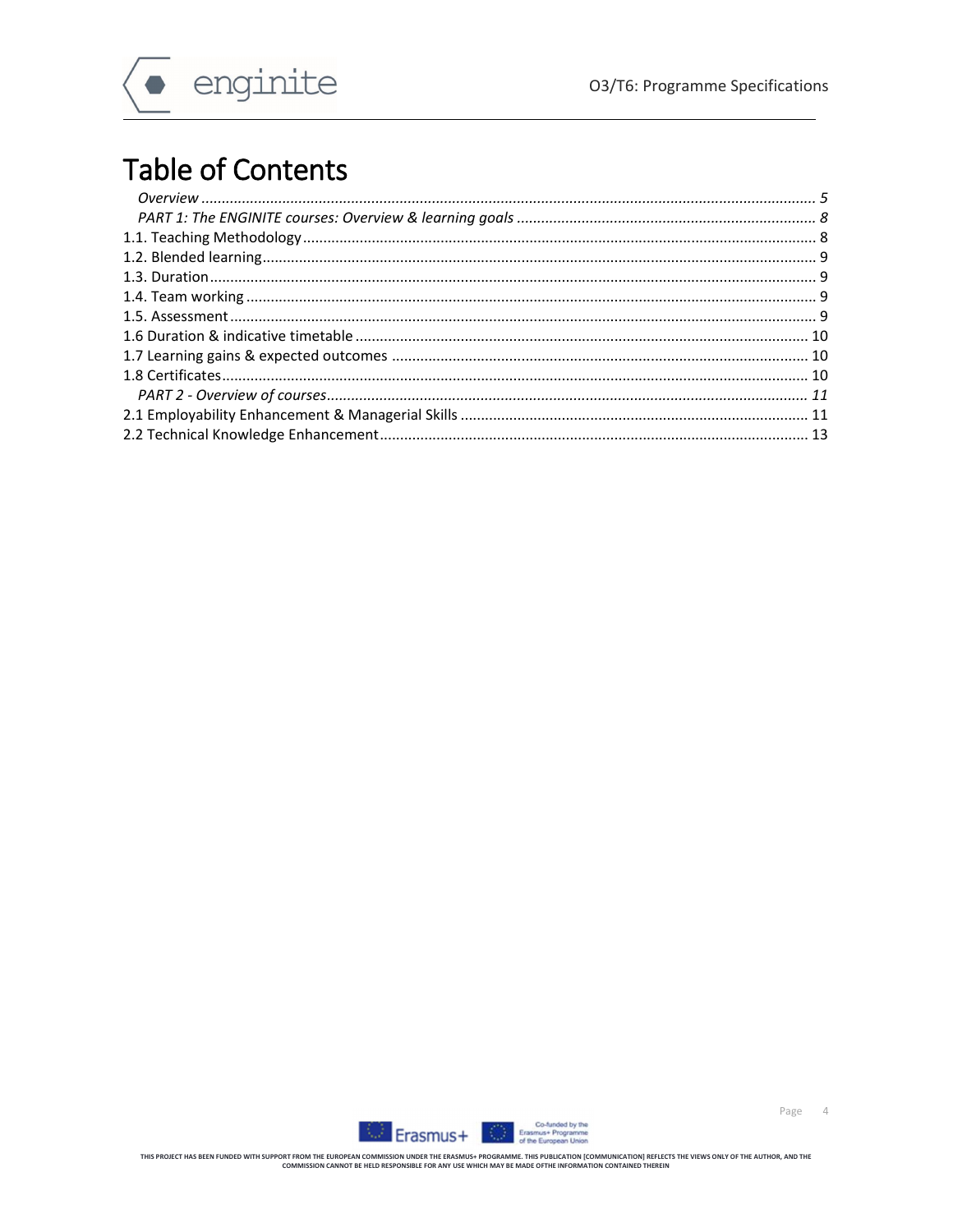# Table of Contents

*Overview* ...................................................................................................................................... *5*

*PART 1: The ENGINITE courses: Overview & learning goals* ......................................................................... *8*

1.1. Teaching Methodology ............................................................................................................................. 8

1.2. Blended learning ....................................................................................................................................... 9

1.3. Duration .................................................................................................................................................... 9

1.4. Team working ........................................................................................................................................... 9

1.5. Assessment ............................................................................................................................................... 9

1.6 Duration & indicative timetable .............................................................................................................. 10

1.7 Learning gains & expected outcomes ..................................................................................................... 10

1.8 Certificates ............................................................................................................................................... 10

*PART 2 - Overview of courses* ...................................................................................................................... *11*

2.1 Employability Enhancement & Managerial Skills .................................................................................... 11

2.2 Technical Knowledge Enhancement ........................................................................................................ 13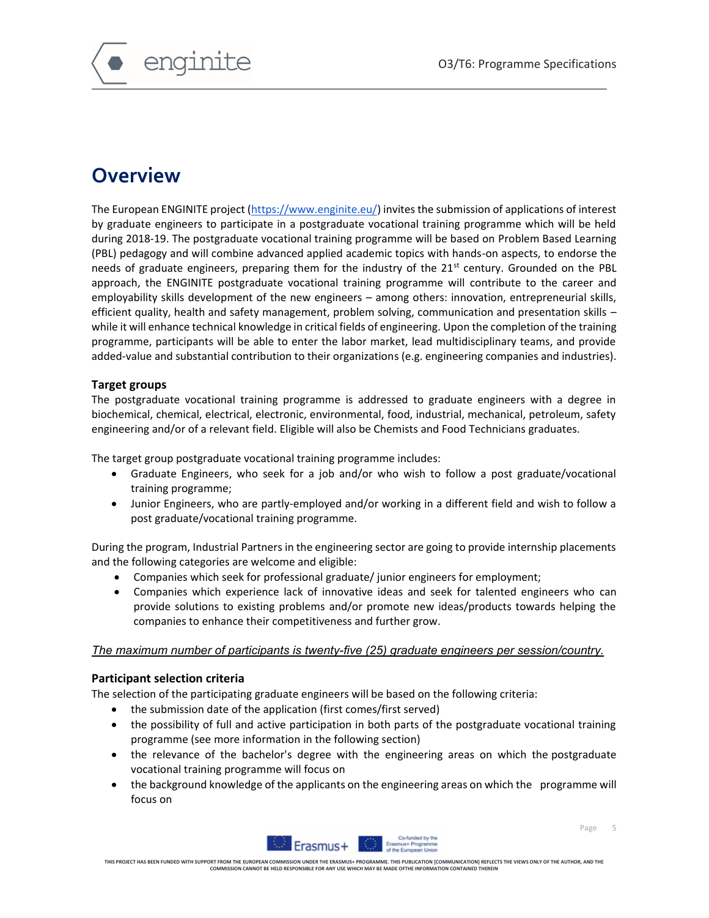# Overview

The European ENGINITE project ([https://www.enginite.eu/](https://www.enginite.eu/)) invites the submission of applications of interest by graduate engineers to participate in a postgraduate vocational training programme which will be held during 2018-19. The postgraduate vocational training programme will be based on Problem Based Learning (PBL) pedagogy and will combine advanced applied academic topics with hands-on aspects, to endorse the needs of graduate engineers, preparing them for the industry of the 21st century. Grounded on the PBL approach, the ENGINITE postgraduate vocational training programme will contribute to the career and employability skills development of the new engineers – among others: innovation, entrepreneurial skills, efficient quality, health and safety management, problem solving, communication and presentation skills – while it will enhance technical knowledge in critical fields of engineering. Upon the completion of the training programme, participants will be able to enter the labor market, lead multidisciplinary teams, and provide added-value and substantial contribution to their organizations (e.g. engineering companies and industries).

### Target groups

The postgraduate vocational training programme is addressed to graduate engineers with a degree in biochemical, chemical, electrical, electronic, environmental, food, industrial, mechanical, petroleum, safety engineering and/or of a relevant field. Eligible will also be Chemists and Food Technicians graduates.

The target group postgraduate vocational training programme includes:

- Graduate Engineers, who seek for a job and/or who wish to follow a post graduate/vocational training programme;
- Junior Engineers, who are partly-employed and/or working in a different field and wish to follow a post graduate/vocational training programme.

During the program, Industrial Partners in the engineering sector are going to provide internship placements and the following categories are welcome and eligible:

- Companies which seek for professional graduate/ junior engineers for employment;
- Companies which experience lack of innovative ideas and seek for talented engineers who can provide solutions to existing problems and/or promote new ideas/products towards helping the companies to enhance their competitiveness and further grow.

*The maximum number of participants is twenty-five (25) graduate engineers per session/country.*

### Participant selection criteria

The selection of the participating graduate engineers will be based on the following criteria:

- the submission date of the application (first comes/first served)
- the possibility of full and active participation in both parts of the postgraduate vocational training programme (see more information in the following section)
- the relevance of the bachelor's degree with the engineering areas on which the postgraduate vocational training programme will focus on
- the background knowledge of the applicants on the engineering areas on which the programme will focus on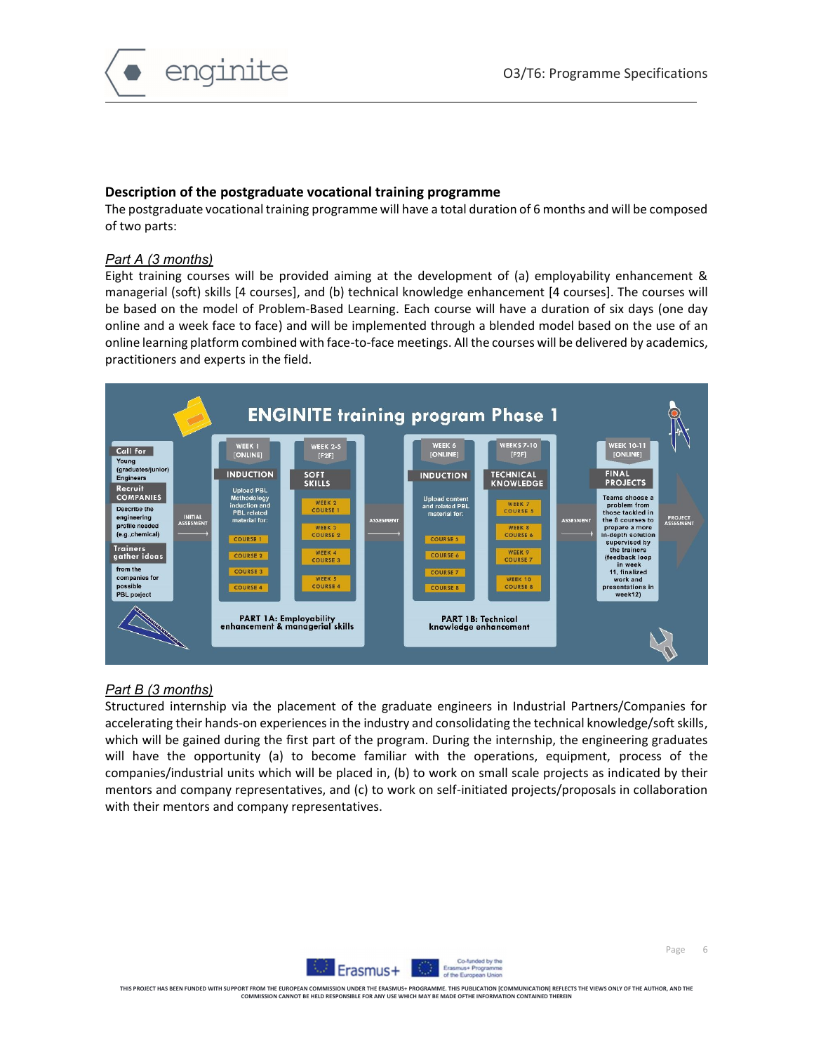## Description of the postgraduate vocational training programme

The postgraduate vocational training programme will have a total duration of 6 months and will be composed of two parts:

*Part A (3 months)*

Eight training courses will be provided aiming at the development of (a) employability enhancement & managerial (soft) skills [4 courses], and (b) technical knowledge enhancement [4 courses]. The courses will be based on the model of Problem-Based Learning. Each course will have a duration of six days (one day online and a week face to face) and will be implemented through a blended model based on the use of an online learning platform combined with face-to-face meetings. All the courses will be delivered by academics, practitioners and experts in the field.

*Part B (3 months)*

Structured internship via the placement of the graduate engineers in Industrial Partners/Companies for accelerating their hands-on experiences in the industry and consolidating the technical knowledge/soft skills, which will be gained during the first part of the program. During the internship, the engineering graduates will have the opportunity (a) to become familiar with the operations, equipment, process of the companies/industrial units which will be placed in, (b) to work on small scale projects as indicated by their mentors and company representatives, and (c) to work on self-initiated projects/proposals in collaboration with their mentors and company representatives.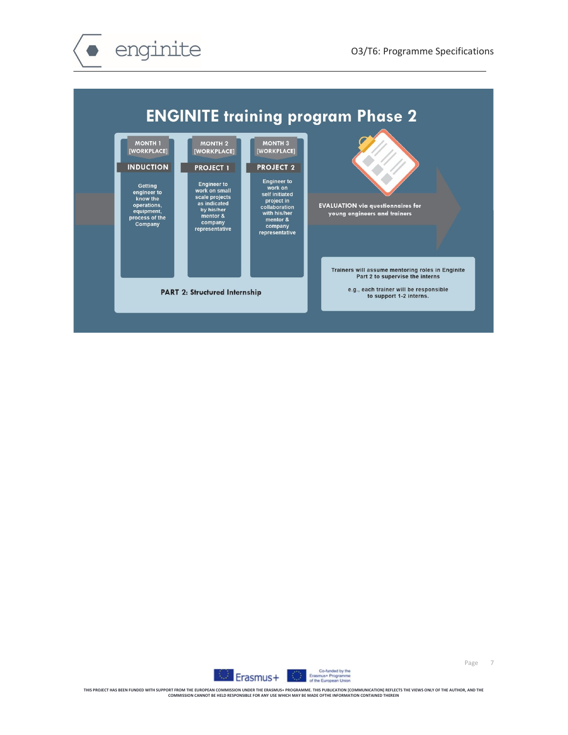# ENGINITE training program Phase 2

**MONTH 1 [WORKPLACE]**

**INDUCTION**

Getting engineer to know the operations, equipment, process of the Company

**MONTH 2 [WORKPLACE]**

**PROJECT 1**

Engineer to work on small scale projects as indicated by his/her mentor & company representative

**MONTH 3 [WORKPLACE]**

**PROJECT 2**

Engineer to work on self initiated project in collaboration with his/her mentor & company representative

**PART 2: Structured Internship**

**EVALUATION via questionnaires for young engineers and trainers**

Trainers will assume mentoring roles in Enginite Part 2 to supervise the interns

e.g., each trainer will be responsible to support 1-2 interns.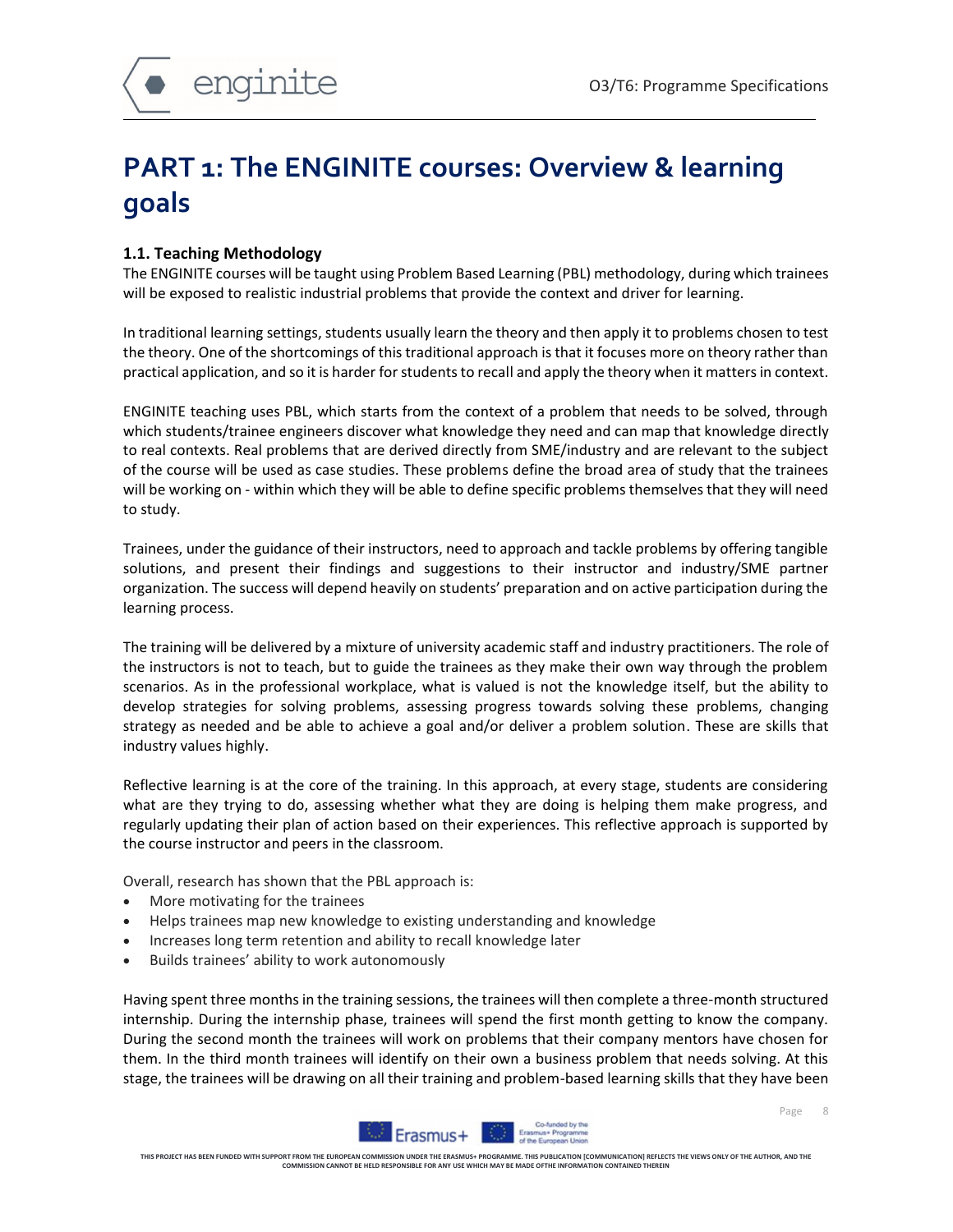# PART 1: The ENGINITE courses: Overview & learning goals

### 1.1. Teaching Methodology

The ENGINITE courses will be taught using Problem Based Learning (PBL) methodology, during which trainees will be exposed to realistic industrial problems that provide the context and driver for learning.

In traditional learning settings, students usually learn the theory and then apply it to problems chosen to test the theory. One of the shortcomings of this traditional approach is that it focuses more on theory rather than practical application, and so it is harder for students to recall and apply the theory when it matters in context.

ENGINITE teaching uses PBL, which starts from the context of a problem that needs to be solved, through which students/trainee engineers discover what knowledge they need and can map that knowledge directly to real contexts. Real problems that are derived directly from SME/industry and are relevant to the subject of the course will be used as case studies. These problems define the broad area of study that the trainees will be working on - within which they will be able to define specific problems themselves that they will need to study.

Trainees, under the guidance of their instructors, need to approach and tackle problems by offering tangible solutions, and present their findings and suggestions to their instructor and industry/SME partner organization. The success will depend heavily on students' preparation and on active participation during the learning process.

The training will be delivered by a mixture of university academic staff and industry practitioners. The role of the instructors is not to teach, but to guide the trainees as they make their own way through the problem scenarios. As in the professional workplace, what is valued is not the knowledge itself, but the ability to develop strategies for solving problems, assessing progress towards solving these problems, changing strategy as needed and be able to achieve a goal and/or deliver a problem solution. These are skills that industry values highly.

Reflective learning is at the core of the training. In this approach, at every stage, students are considering what are they trying to do, assessing whether what they are doing is helping them make progress, and regularly updating their plan of action based on their experiences. This reflective approach is supported by the course instructor and peers in the classroom.

Overall, research has shown that the PBL approach is:

- More motivating for the trainees
- Helps trainees map new knowledge to existing understanding and knowledge
- Increases long term retention and ability to recall knowledge later
- Builds trainees' ability to work autonomously

Having spent three months in the training sessions, the trainees will then complete a three-month structured internship. During the internship phase, trainees will spend the first month getting to know the company. During the second month the trainees will work on problems that their company mentors have chosen for them. In the third month trainees will identify on their own a business problem that needs solving. At this stage, the trainees will be drawing on all their training and problem-based learning skills that they have been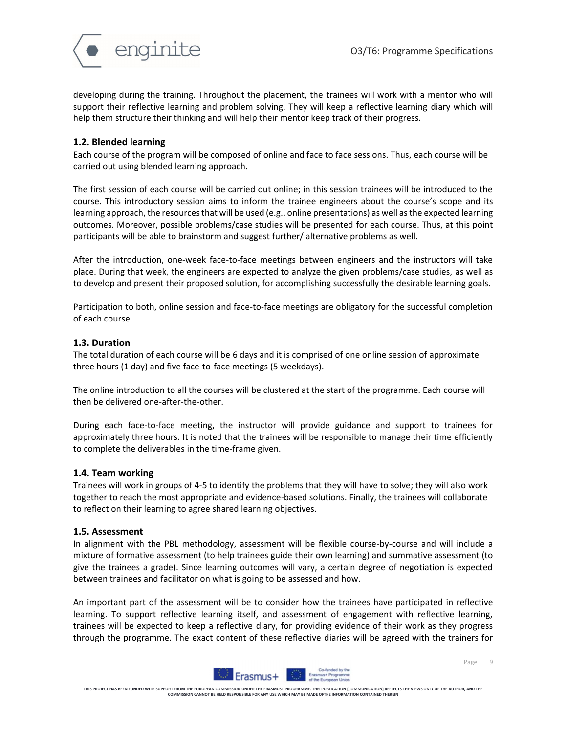developing during the training. Throughout the placement, the trainees will work with a mentor who will support their reflective learning and problem solving. They will keep a reflective learning diary which will help them structure their thinking and will help their mentor keep track of their progress.

### 1.2. Blended learning

Each course of the program will be composed of online and face to face sessions. Thus, each course will be carried out using blended learning approach.

The first session of each course will be carried out online; in this session trainees will be introduced to the course. This introductory session aims to inform the trainee engineers about the course's scope and its learning approach, the resources that will be used (e.g., online presentations) as well as the expected learning outcomes. Moreover, possible problems/case studies will be presented for each course. Thus, at this point participants will be able to brainstorm and suggest further/ alternative problems as well.

After the introduction, one-week face-to-face meetings between engineers and the instructors will take place. During that week, the engineers are expected to analyze the given problems/case studies, as well as to develop and present their proposed solution, for accomplishing successfully the desirable learning goals.

Participation to both, online session and face-to-face meetings are obligatory for the successful completion of each course.

### 1.3. Duration

The total duration of each course will be 6 days and it is comprised of one online session of approximate three hours (1 day) and five face-to-face meetings (5 weekdays).

The online introduction to all the courses will be clustered at the start of the programme. Each course will then be delivered one-after-the-other.

During each face-to-face meeting, the instructor will provide guidance and support to trainees for approximately three hours. It is noted that the trainees will be responsible to manage their time efficiently to complete the deliverables in the time-frame given.

### 1.4. Team working

Trainees will work in groups of 4-5 to identify the problems that they will have to solve; they will also work together to reach the most appropriate and evidence-based solutions. Finally, the trainees will collaborate to reflect on their learning to agree shared learning objectives.

### 1.5. Assessment

In alignment with the PBL methodology, assessment will be flexible course-by-course and will include a mixture of formative assessment (to help trainees guide their own learning) and summative assessment (to give the trainees a grade). Since learning outcomes will vary, a certain degree of negotiation is expected between trainees and facilitator on what is going to be assessed and how.

An important part of the assessment will be to consider how the trainees have participated in reflective learning. To support reflective learning itself, and assessment of engagement with reflective learning, trainees will be expected to keep a reflective diary, for providing evidence of their work as they progress through the programme. The exact content of these reflective diaries will be agreed with the trainers for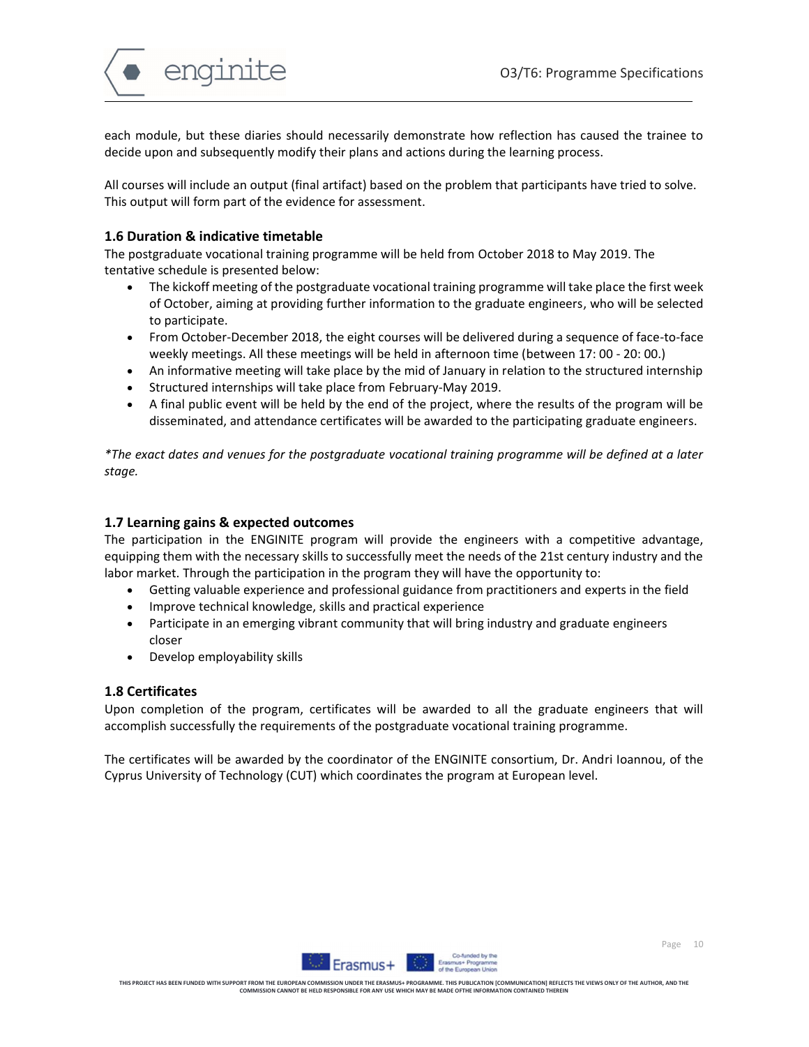each module, but these diaries should necessarily demonstrate how reflection has caused the trainee to decide upon and subsequently modify their plans and actions during the learning process.

All courses will include an output (final artifact) based on the problem that participants have tried to solve. This output will form part of the evidence for assessment.

### 1.6 Duration & indicative timetable

The postgraduate vocational training programme will be held from October 2018 to May 2019. The tentative schedule is presented below:

- The kickoff meeting of the postgraduate vocational training programme will take place the first week of October, aiming at providing further information to the graduate engineers, who will be selected to participate.
- From October-December 2018, the eight courses will be delivered during a sequence of face-to-face weekly meetings. All these meetings will be held in afternoon time (between 17: 00 - 20: 00.)
- An informative meeting will take place by the mid of January in relation to the structured internship
- Structured internships will take place from February-May 2019.
- A final public event will be held by the end of the project, where the results of the program will be disseminated, and attendance certificates will be awarded to the participating graduate engineers.

*\*The exact dates and venues for the postgraduate vocational training programme will be defined at a later stage.*

### 1.7 Learning gains & expected outcomes

The participation in the ENGINITE program will provide the engineers with a competitive advantage, equipping them with the necessary skills to successfully meet the needs of the 21st century industry and the labor market. Through the participation in the program they will have the opportunity to:

- Getting valuable experience and professional guidance from practitioners and experts in the field
- Improve technical knowledge, skills and practical experience
- Participate in an emerging vibrant community that will bring industry and graduate engineers closer
- Develop employability skills

### 1.8 Certificates

Upon completion of the program, certificates will be awarded to all the graduate engineers that will accomplish successfully the requirements of the postgraduate vocational training programme.

The certificates will be awarded by the coordinator of the ENGINITE consortium, Dr. Andri Ioannou, of the Cyprus University of Technology (CUT) which coordinates the program at European level.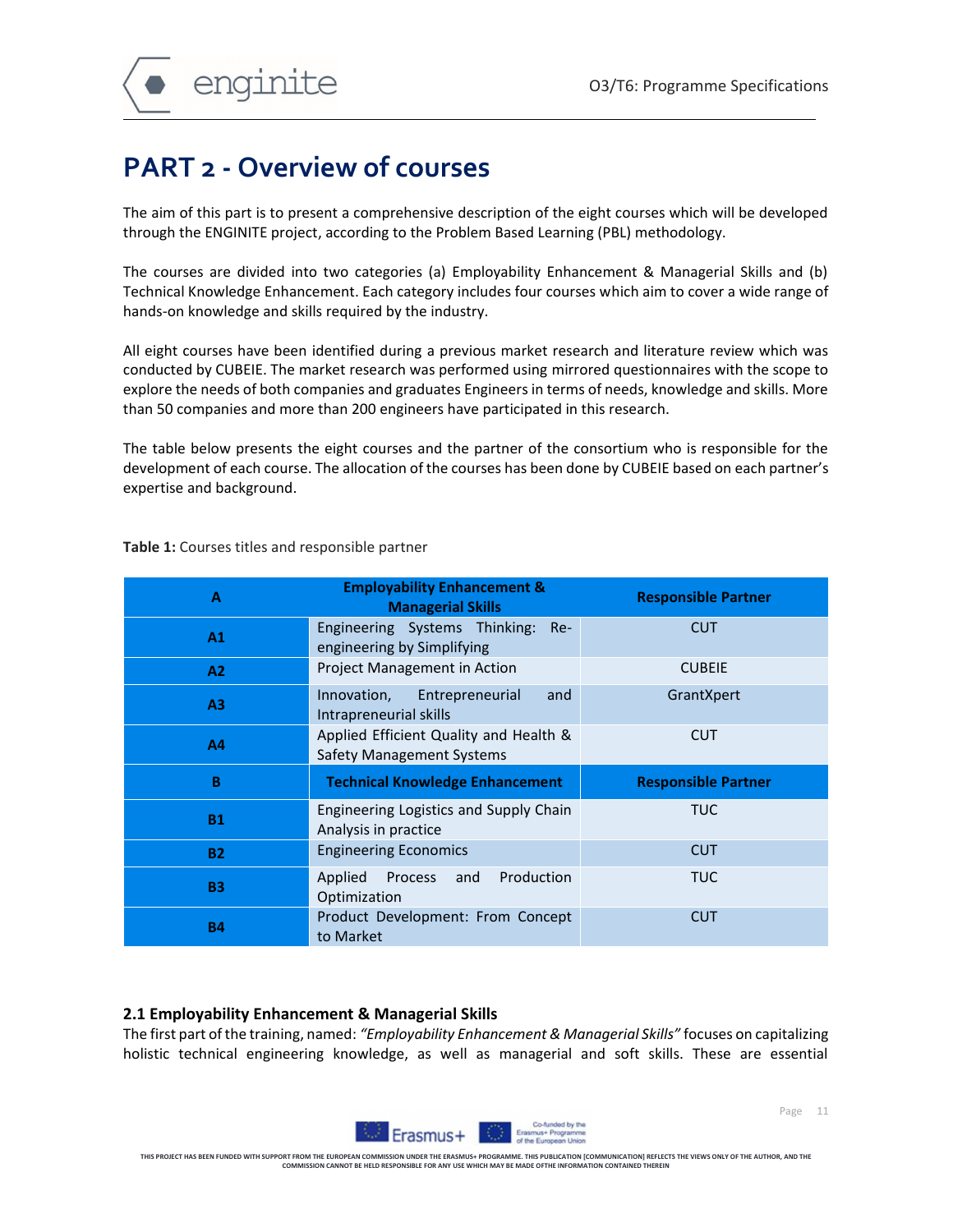# PART 2 - Overview of courses

The aim of this part is to present a comprehensive description of the eight courses which will be developed through the ENGINITE project, according to the Problem Based Learning (PBL) methodology.

The courses are divided into two categories (a) Employability Enhancement & Managerial Skills and (b) Technical Knowledge Enhancement. Each category includes four courses which aim to cover a wide range of hands-on knowledge and skills required by the industry.

All eight courses have been identified during a previous market research and literature review which was conducted by CUBEIE. The market research was performed using mirrored questionnaires with the scope to explore the needs of both companies and graduates Engineers in terms of needs, knowledge and skills. More than 50 companies and more than 200 engineers have participated in this research.

The table below presents the eight courses and the partner of the consortium who is responsible for the development of each course. The allocation of the courses has been done by CUBEIE based on each partner's expertise and background.

**Table 1:** Courses titles and responsible partner

| A | Employability Enhancement & Managerial Skills | Responsible Partner |
|---|---|---|
| A1 | Engineering Systems Thinking: Re-engineering by Simplifying | CUT |
| A2 | Project Management in Action | CUBEIE |
| A3 | Innovation, Entrepreneurial and Intrapreneurial skills | GrantXpert |
| A4 | Applied Efficient Quality and Health & Safety Management Systems | CUT |
| **B** | **Technical Knowledge Enhancement** | **Responsible Partner** |
| B1 | Engineering Logistics and Supply Chain Analysis in practice | TUC |
| B2 | Engineering Economics | CUT |
| B3 | Applied Process and Production Optimization | TUC |
| B4 | Product Development: From Concept to Market | CUT |

### 2.1 Employability Enhancement & Managerial Skills

The first part of the training, named: *"Employability Enhancement & Managerial Skills"* focuses on capitalizing holistic technical engineering knowledge, as well as managerial and soft skills. These are essential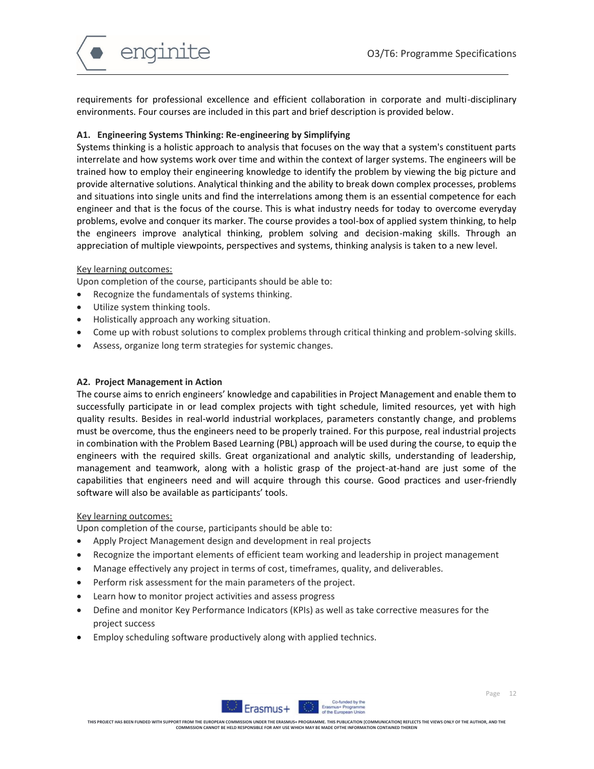requirements for professional excellence and efficient collaboration in corporate and multi-disciplinary environments. Four courses are included in this part and brief description is provided below.

### A1. Engineering Systems Thinking: Re-engineering by Simplifying

Systems thinking is a holistic approach to analysis that focuses on the way that a system's constituent parts interrelate and how systems work over time and within the context of larger systems. The engineers will be trained how to employ their engineering knowledge to identify the problem by viewing the big picture and provide alternative solutions. Analytical thinking and the ability to break down complex processes, problems and situations into single units and find the interrelations among them is an essential competence for each engineer and that is the focus of the course. This is what industry needs for today to overcome everyday problems, evolve and conquer its marker. The course provides a tool-box of applied system thinking, to help the engineers improve analytical thinking, problem solving and decision-making skills. Through an appreciation of multiple viewpoints, perspectives and systems, thinking analysis is taken to a new level.

<u>Key learning outcomes:</u>

Upon completion of the course, participants should be able to:

- Recognize the fundamentals of systems thinking.
- Utilize system thinking tools.
- Holistically approach any working situation.
- Come up with robust solutions to complex problems through critical thinking and problem-solving skills.
- Assess, organize long term strategies for systemic changes.

### A2. Project Management in Action

The course aims to enrich engineers' knowledge and capabilities in Project Management and enable them to successfully participate in or lead complex projects with tight schedule, limited resources, yet with high quality results. Besides in real-world industrial workplaces, parameters constantly change, and problems must be overcome, thus the engineers need to be properly trained. For this purpose, real industrial projects in combination with the Problem Based Learning (PBL) approach will be used during the course, to equip the engineers with the required skills. Great organizational and analytic skills, understanding of leadership, management and teamwork, along with a holistic grasp of the project-at-hand are just some of the capabilities that engineers need and will acquire through this course. Good practices and user-friendly software will also be available as participants' tools.

<u>Key learning outcomes:</u>

Upon completion of the course, participants should be able to:

- Apply Project Management design and development in real projects
- Recognize the important elements of efficient team working and leadership in project management
- Manage effectively any project in terms of cost, timeframes, quality, and deliverables.
- Perform risk assessment for the main parameters of the project.
- Learn how to monitor project activities and assess progress
- Define and monitor Key Performance Indicators (KPIs) as well as take corrective measures for the project success
- Employ scheduling software productively along with applied technics.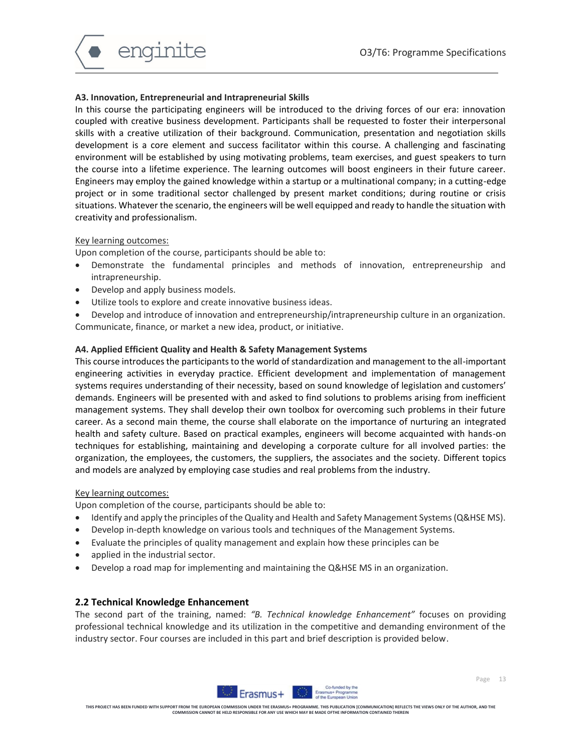**A3. Innovation, Entrepreneurial and Intrapreneurial Skills**

In this course the participating engineers will be introduced to the driving forces of our era: innovation coupled with creative business development. Participants shall be requested to foster their interpersonal skills with a creative utilization of their background. Communication, presentation and negotiation skills development is a core element and success facilitator within this course. A challenging and fascinating environment will be established by using motivating problems, team exercises, and guest speakers to turn the course into a lifetime experience. The learning outcomes will boost engineers in their future career. Engineers may employ the gained knowledge within a startup or a multinational company; in a cutting-edge project or in some traditional sector challenged by present market conditions; during routine or crisis situations. Whatever the scenario, the engineers will be well equipped and ready to handle the situation with creativity and professionalism.

Key learning outcomes:

Upon completion of the course, participants should be able to:

- Demonstrate the fundamental principles and methods of innovation, entrepreneurship and intrapreneurship.
- Develop and apply business models.
- Utilize tools to explore and create innovative business ideas.
- Develop and introduce of innovation and entrepreneurship/intrapreneurship culture in an organization.

Communicate, finance, or market a new idea, product, or initiative.

**A4. Applied Efficient Quality and Health & Safety Management Systems**

This course introduces the participants to the world of standardization and management to the all-important engineering activities in everyday practice. Efficient development and implementation of management systems requires understanding of their necessity, based on sound knowledge of legislation and customers' demands. Engineers will be presented with and asked to find solutions to problems arising from inefficient management systems. They shall develop their own toolbox for overcoming such problems in their future career. As a second main theme, the course shall elaborate on the importance of nurturing an integrated health and safety culture. Based on practical examples, engineers will become acquainted with hands-on techniques for establishing, maintaining and developing a corporate culture for all involved parties: the organization, the employees, the customers, the suppliers, the associates and the society. Different topics and models are analyzed by employing case studies and real problems from the industry.

Key learning outcomes:

Upon completion of the course, participants should be able to:

- Identify and apply the principles of the Quality and Health and Safety Management Systems (Q&HSE MS).
- Develop in-depth knowledge on various tools and techniques of the Management Systems.
- Evaluate the principles of quality management and explain how these principles can be
- applied in the industrial sector.
- Develop a road map for implementing and maintaining the Q&HSE MS in an organization.

## 2.2 Technical Knowledge Enhancement

The second part of the training, named: *"B. Technical knowledge Enhancement"* focuses on providing professional technical knowledge and its utilization in the competitive and demanding environment of the industry sector. Four courses are included in this part and brief description is provided below.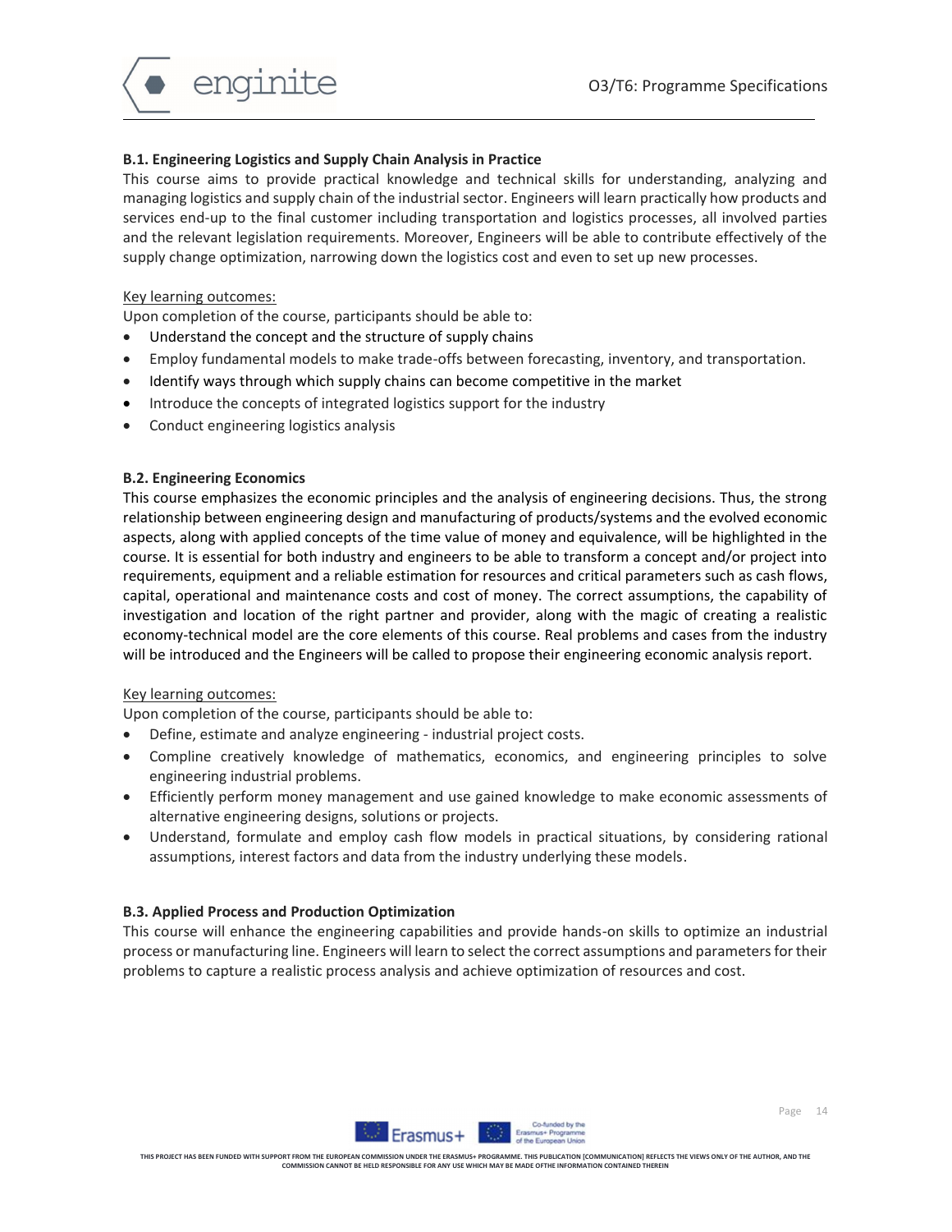### B.1. Engineering Logistics and Supply Chain Analysis in Practice

This course aims to provide practical knowledge and technical skills for understanding, analyzing and managing logistics and supply chain of the industrial sector. Engineers will learn practically how products and services end-up to the final customer including transportation and logistics processes, all involved parties and the relevant legislation requirements. Moreover, Engineers will be able to contribute effectively of the supply change optimization, narrowing down the logistics cost and even to set up new processes.

Key learning outcomes:

Upon completion of the course, participants should be able to:

- Understand the concept and the structure of supply chains
- Employ fundamental models to make trade-offs between forecasting, inventory, and transportation.
- Identify ways through which supply chains can become competitive in the market
- Introduce the concepts of integrated logistics support for the industry
- Conduct engineering logistics analysis

### B.2. Engineering Economics

This course emphasizes the economic principles and the analysis of engineering decisions. Thus, the strong relationship between engineering design and manufacturing of products/systems and the evolved economic aspects, along with applied concepts of the time value of money and equivalence, will be highlighted in the course. It is essential for both industry and engineers to be able to transform a concept and/or project into requirements, equipment and a reliable estimation for resources and critical parameters such as cash flows, capital, operational and maintenance costs and cost of money. The correct assumptions, the capability of investigation and location of the right partner and provider, along with the magic of creating a realistic economy-technical model are the core elements of this course. Real problems and cases from the industry will be introduced and the Engineers will be called to propose their engineering economic analysis report.

Key learning outcomes:

Upon completion of the course, participants should be able to:

- Define, estimate and analyze engineering - industrial project costs.
- Compline creatively knowledge of mathematics, economics, and engineering principles to solve engineering industrial problems.
- Efficiently perform money management and use gained knowledge to make economic assessments of alternative engineering designs, solutions or projects.
- Understand, formulate and employ cash flow models in practical situations, by considering rational assumptions, interest factors and data from the industry underlying these models.

### B.3. Applied Process and Production Optimization

This course will enhance the engineering capabilities and provide hands-on skills to optimize an industrial process or manufacturing line. Engineers will learn to select the correct assumptions and parameters for their problems to capture a realistic process analysis and achieve optimization of resources and cost.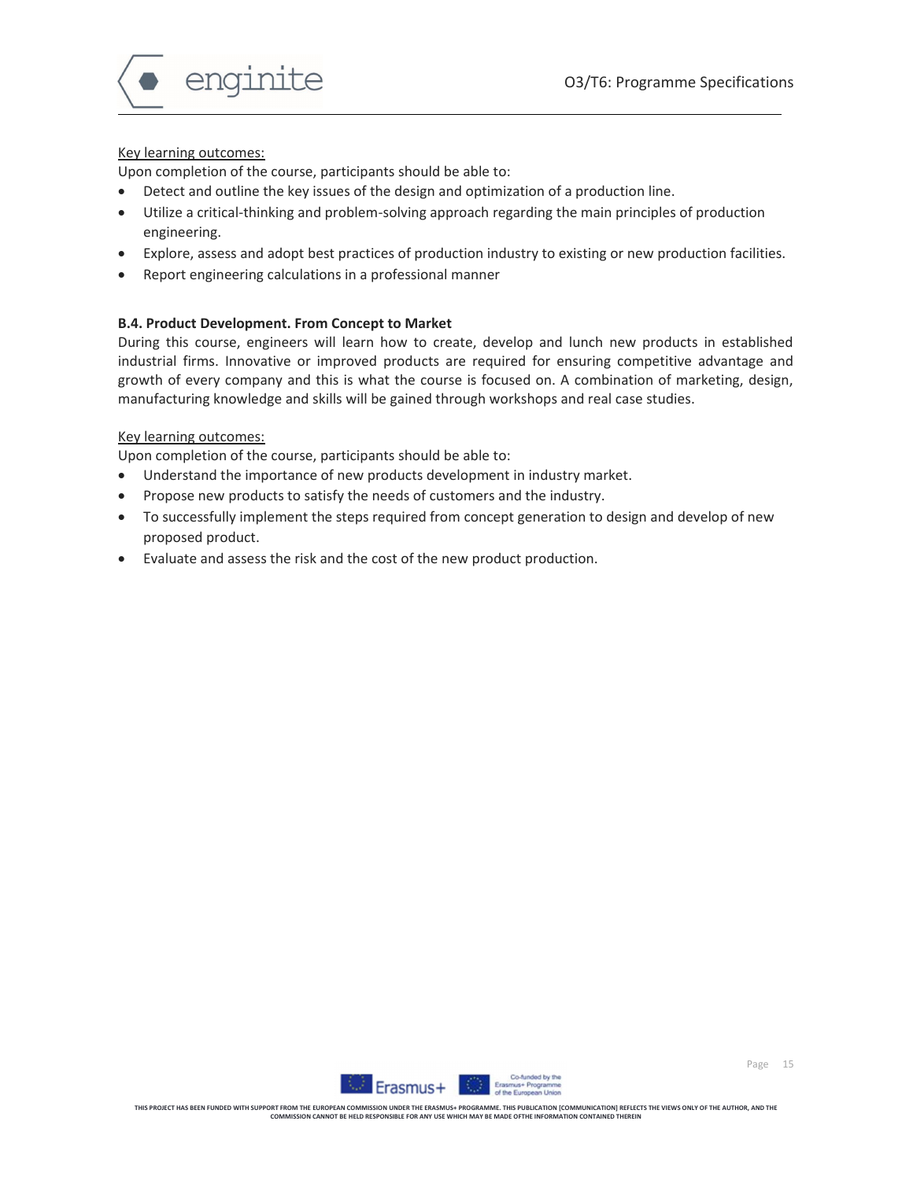Key learning outcomes:

Upon completion of the course, participants should be able to:

- Detect and outline the key issues of the design and optimization of a production line.
- Utilize a critical-thinking and problem-solving approach regarding the main principles of production engineering.
- Explore, assess and adopt best practices of production industry to existing or new production facilities.
- Report engineering calculations in a professional manner

**B.4. Product Development. From Concept to Market**

During this course, engineers will learn how to create, develop and lunch new products in established industrial firms. Innovative or improved products are required for ensuring competitive advantage and growth of every company and this is what the course is focused on. A combination of marketing, design, manufacturing knowledge and skills will be gained through workshops and real case studies.

Key learning outcomes:

Upon completion of the course, participants should be able to:

- Understand the importance of new products development in industry market.
- Propose new products to satisfy the needs of customers and the industry.
- To successfully implement the steps required from concept generation to design and develop of new proposed product.
- Evaluate and assess the risk and the cost of the new product production.